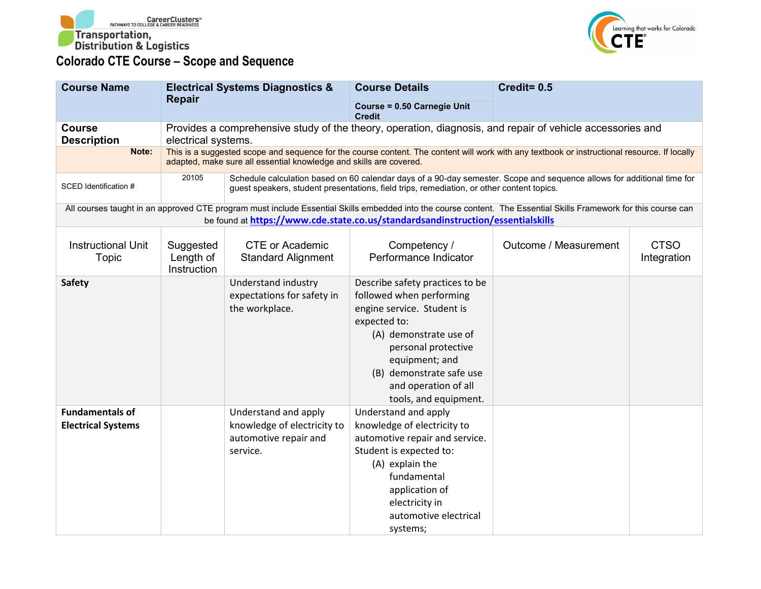Transportation, Distribution & Logistics

# Colorado CTE Course – Scope and Sequence

| **Course Name** | **Electrical Systems Diagnostics & Repair** | **Course Details**<br>**Course = 0.50 Carnegie Unit Credit** | **Credit= 0.5** |
|---|---|---|---|
| **Course Description** | Provides a comprehensive study of the theory, operation, diagnosis, and repair of vehicle accessories and electrical systems. | | |
| **Note:** | This is a suggested scope and sequence for the course content. The content will work with any textbook or instructional resource. If locally adapted, make sure all essential knowledge and skills are covered. | | |
| SCED Identification # | 20105 | Schedule calculation based on 60 calendar days of a 90-day semester. Scope and sequence allows for additional time for guest speakers, student presentations, field trips, remediation, or other content topics. | |

All courses taught in an approved CTE program must include Essential Skills embedded into the course content. The Essential Skills Framework for this course can be found at https://www.cde.state.co.us/standardsandinstruction/essentialskills

| Instructional Unit Topic | Suggested Length of Instruction | CTE or Academic Standard Alignment | Competency / Performance Indicator | Outcome / Measurement | CTSO Integration |
|---|---|---|---|---|---|
| **Safety** | | Understand industry expectations for safety in the workplace. | Describe safety practices to be followed when performing engine service. Student is expected to:<br>(A) demonstrate use of personal protective equipment; and<br>(B) demonstrate safe use and operation of all tools, and equipment. | | |
| **Fundamentals of Electrical Systems** | | Understand and apply knowledge of electricity to automotive repair and service. | Understand and apply knowledge of electricity to automotive repair and service. Student is expected to:<br>(A) explain the fundamental application of electricity in automotive electrical systems; | | |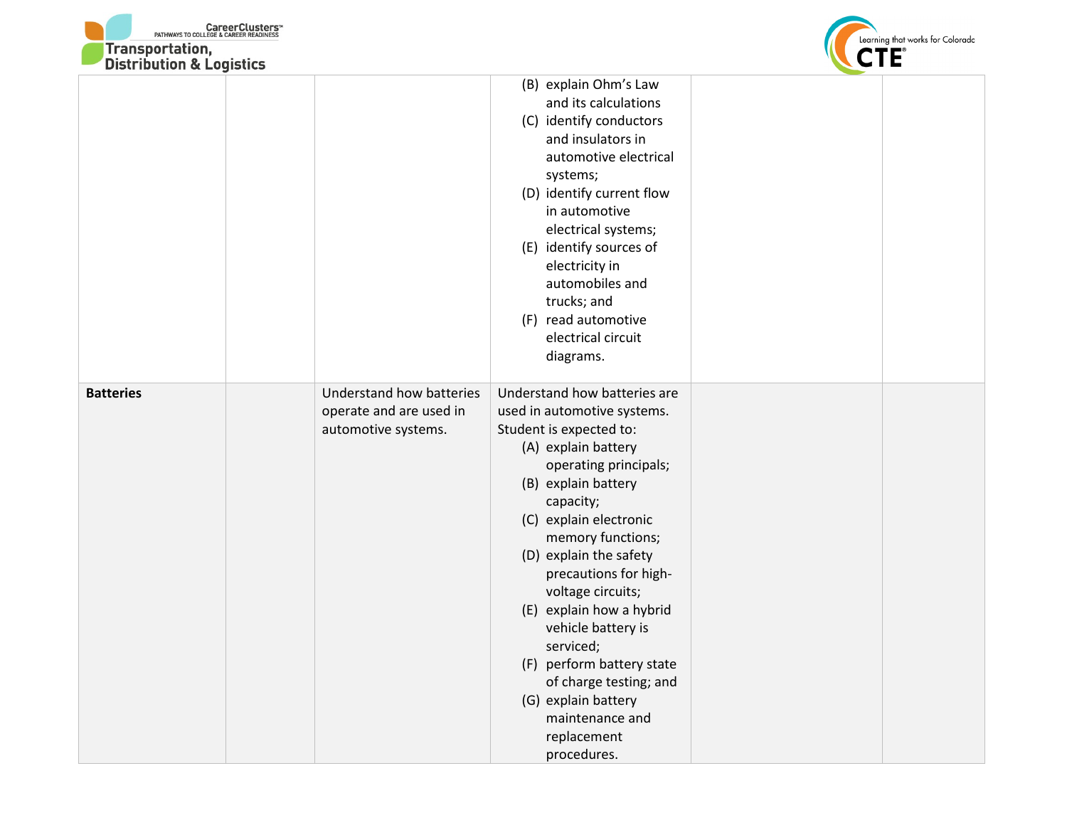| | | | | | |
|---|---|---|---|---|---|
| | | | (B) explain Ohm's Law and its calculations<br>(C) identify conductors and insulators in automotive electrical systems;<br>(D) identify current flow in automotive electrical systems;<br>(E) identify sources of electricity in automobiles and trucks; and<br>(F) read automotive electrical circuit diagrams. | | |
| **Batteries** | | Understand how batteries operate and are used in automotive systems. | Understand how batteries are used in automotive systems. Student is expected to:<br>(A) explain battery operating principals;<br>(B) explain battery capacity;<br>(C) explain electronic memory functions;<br>(D) explain the safety precautions for high-voltage circuits;<br>(E) explain how a hybrid vehicle battery is serviced;<br>(F) perform battery state of charge testing; and<br>(G) explain battery maintenance and replacement procedures. | | |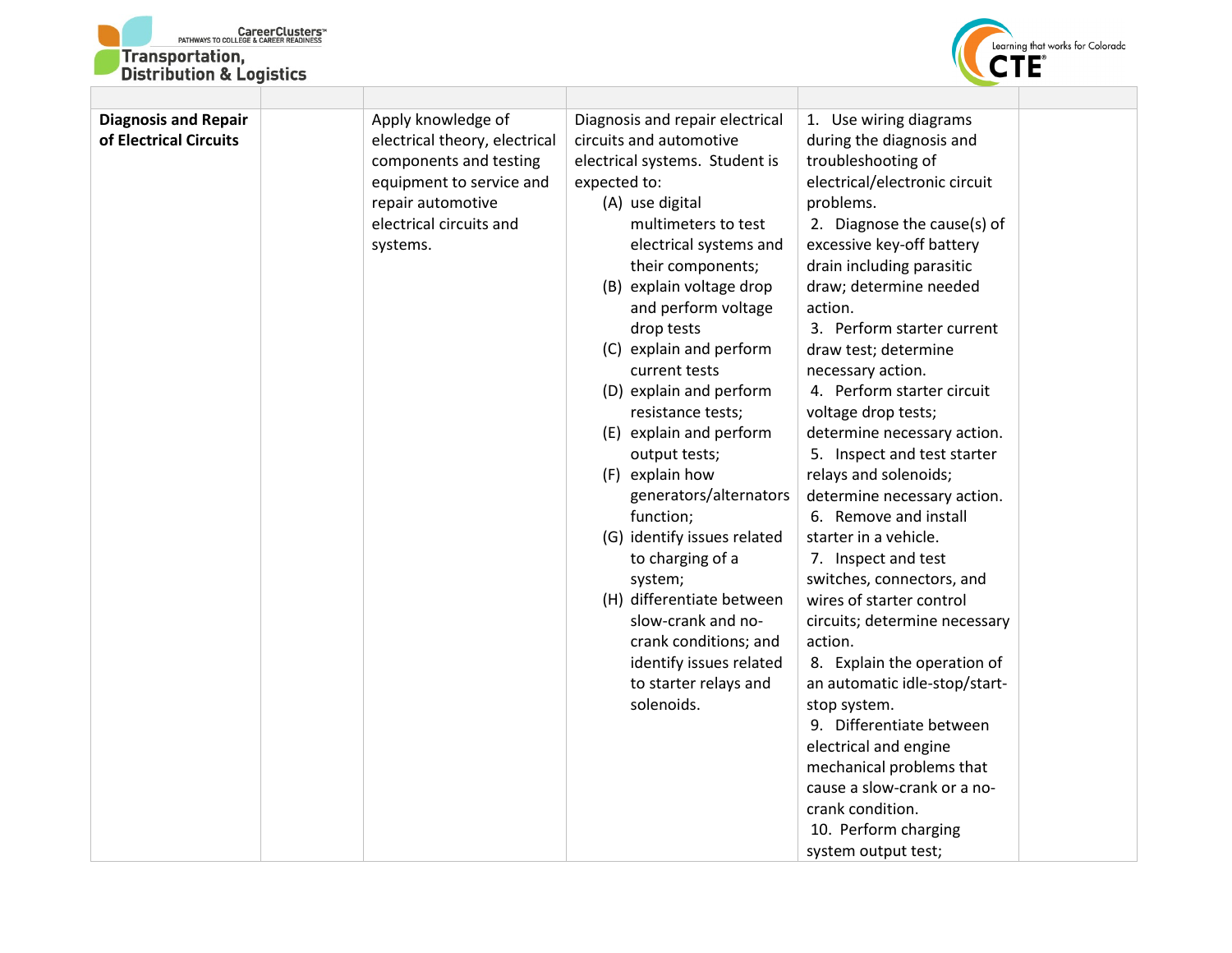|  |  |  |  |  |  |
|---|---|---|---|---|---|
| **Diagnosis and Repair of Electrical Circuits** |  | Apply knowledge of electrical theory, electrical components and testing equipment to service and repair automotive electrical circuits and systems. | Diagnosis and repair electrical circuits and automotive electrical systems. Student is expected to:<br>(A) use digital multimeters to test electrical systems and their components;<br>(B) explain voltage drop and perform voltage drop tests<br>(C) explain and perform current tests<br>(D) explain and perform resistance tests;<br>(E) explain and perform output tests;<br>(F) explain how generators/alternators function;<br>(G) identify issues related to charging of a system;<br>(H) differentiate between slow-crank and no-crank conditions; and identify issues related to starter relays and solenoids. | 1. Use wiring diagrams during the diagnosis and troubleshooting of electrical/electronic circuit problems.<br>2. Diagnose the cause(s) of excessive key-off battery drain including parasitic draw; determine needed action.<br>3. Perform starter current draw test; determine necessary action.<br>4. Perform starter circuit voltage drop tests; determine necessary action.<br>5. Inspect and test starter relays and solenoids; determine necessary action.<br>6. Remove and install starter in a vehicle.<br>7. Inspect and test switches, connectors, and wires of starter control circuits; determine necessary action.<br>8. Explain the operation of an automatic idle-stop/start-stop system.<br>9. Differentiate between electrical and engine mechanical problems that cause a slow-crank or a no-crank condition.<br>10. Perform charging system output test; |  |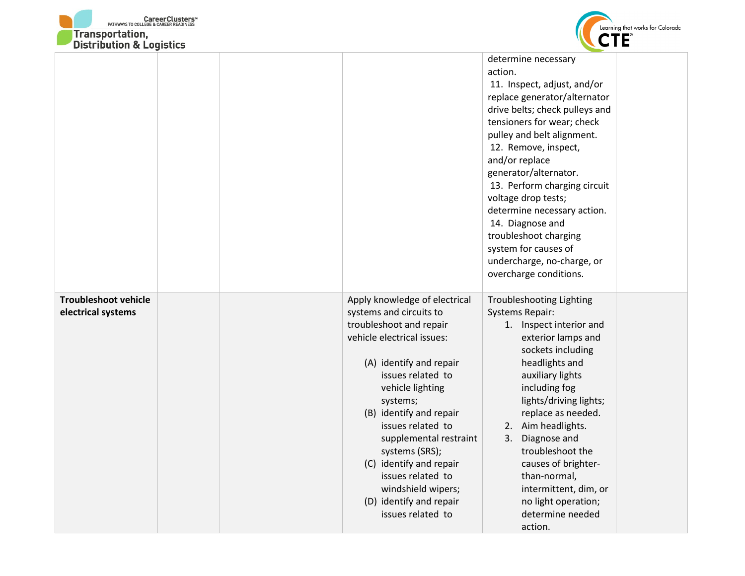| | | | | | |
|---|---|---|---|---|---|
| | | | | determine necessary action.<br>11. Inspect, adjust, and/or replace generator/alternator drive belts; check pulleys and tensioners for wear; check pulley and belt alignment.<br>12. Remove, inspect, and/or replace generator/alternator.<br>13. Perform charging circuit voltage drop tests; determine necessary action.<br>14. Diagnose and troubleshoot charging system for causes of undercharge, no-charge, or overcharge conditions. | |
| **Troubleshoot vehicle electrical systems** | | | Apply knowledge of electrical systems and circuits to troubleshoot and repair vehicle electrical issues:<br><br>(A) identify and repair issues related to vehicle lighting systems;<br>(B) identify and repair issues related to supplemental restraint systems (SRS);<br>(C) identify and repair issues related to windshield wipers;<br>(D) identify and repair issues related to | Troubleshooting Lighting Systems Repair:<br>1. Inspect interior and exterior lamps and sockets including headlights and auxiliary lights including fog lights/driving lights; replace as needed.<br>2. Aim headlights.<br>3. Diagnose and troubleshoot the causes of brighter-than-normal, intermittent, dim, or no light operation; determine needed action. | |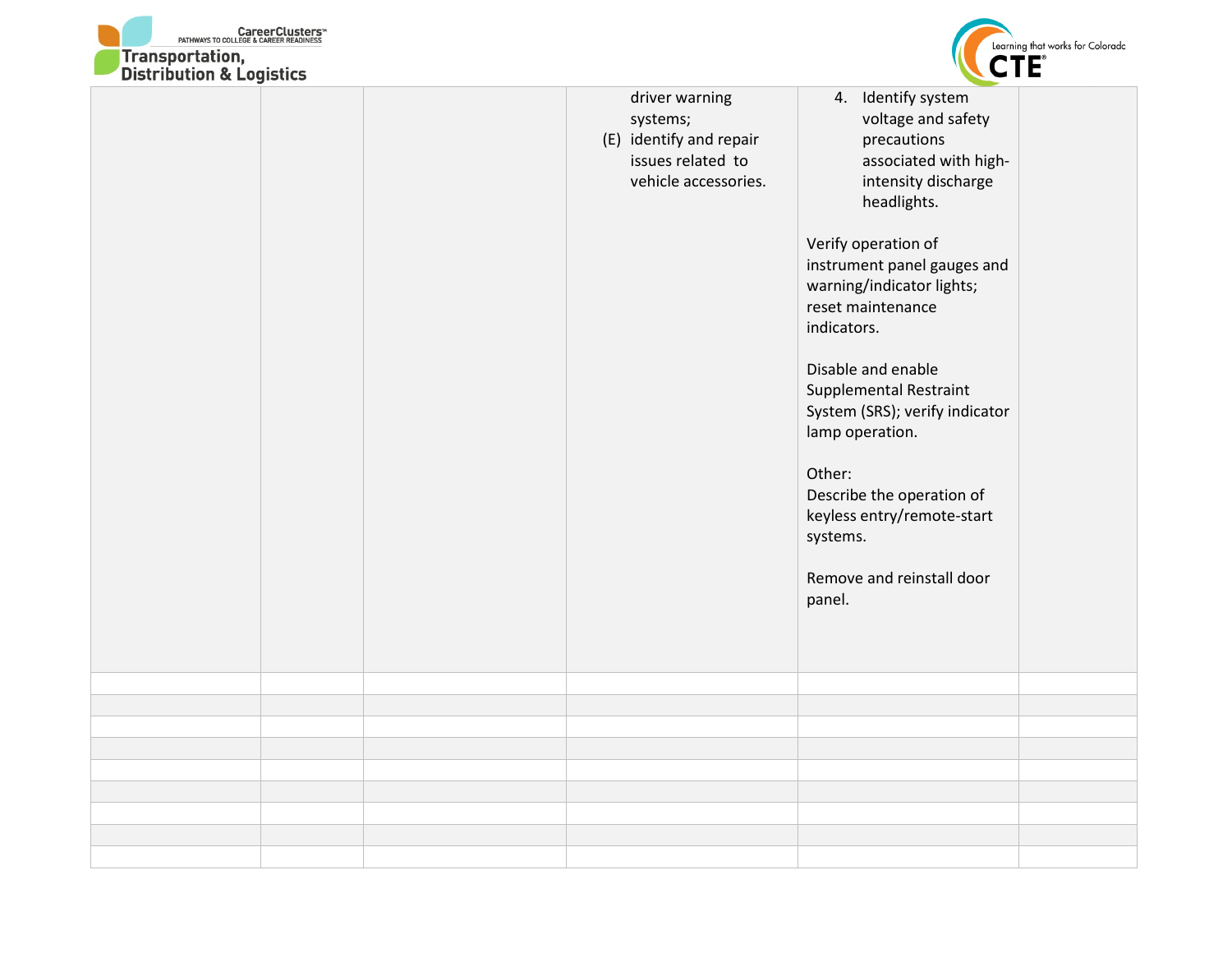| | | | | | |
|---|---|---|---|---|---|
| | | | driver warning systems;<br>(E) identify and repair issues related to vehicle accessories. | 4. Identify system voltage and safety precautions associated with high-intensity discharge headlights.<br><br>Verify operation of instrument panel gauges and warning/indicator lights; reset maintenance indicators.<br><br>Disable and enable Supplemental Restraint System (SRS); verify indicator lamp operation.<br><br>Other:<br>Describe the operation of keyless entry/remote-start systems.<br><br>Remove and reinstall door panel. | |
| | | | | | |
| | | | | | |
| | | | | | |
| | | | | | |
| | | | | | |
| | | | | | |
| | | | | | |
| | | | | | |
| | | | | | |